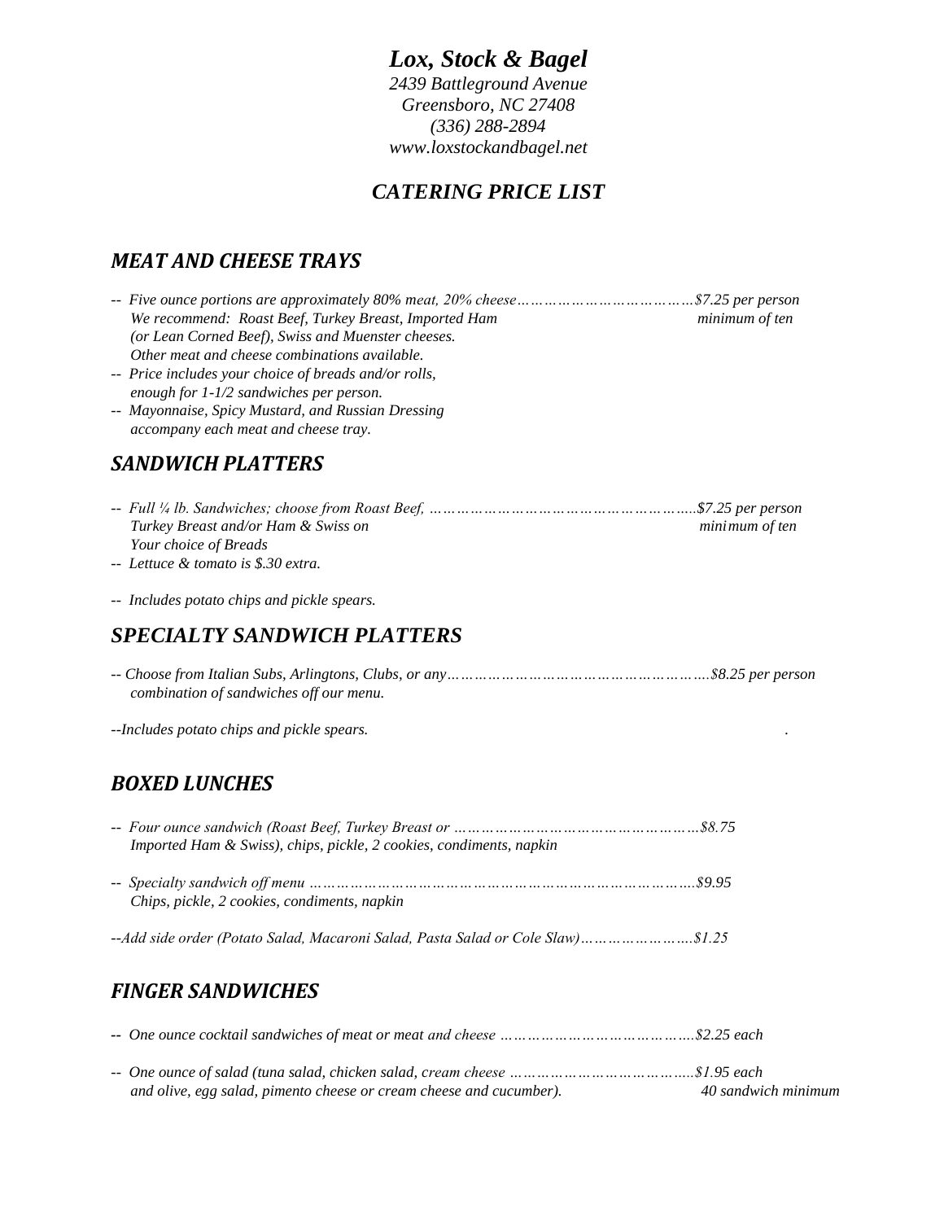# *Lox, Stock & Bagel*

*2439 Battleground Avenue*
*Greensboro, NC 27408*
*(336) 288-2894*
*www.loxstockandbagel.net*

## *CATERING PRICE LIST*

### *MEAT AND CHEESE TRAYS*

- *Five ounce portions are approximately 80% meat, 20% cheese…………………………………$7.25 per person*
  *We recommend: Roast Beef, Turkey Breast, Imported Ham (or Lean Corned Beef), Swiss and Muenster cheeses. Other meat and cheese combinations available.* *minimum of ten*
- *Price includes your choice of breads and/or rolls, enough for 1-1/2 sandwiches per person.*
- *Mayonnaise, Spicy Mustard, and Russian Dressing accompany each meat and cheese tray.*

### *SANDWICH PLATTERS*

- *Full ¼ lb. Sandwiches; choose from Roast Beef, Turkey Breast and/or Ham & Swiss on Your choice of Breads……………………………………………………..$7.25 per person* *minimum of ten*
- *Lettuce & tomato is $.30 extra.*
- *Includes potato chips and pickle spears.*

### *SPECIALTY SANDWICH PLATTERS*

- *Choose from Italian Subs, Arlingtons, Clubs, or any combination of sandwiches off our menu.…………………………………………………..$8.25 per person*
- *Includes potato chips and pickle spears.*

### *BOXED LUNCHES*

- *Four ounce sandwich (Roast Beef, Turkey Breast or Imported Ham & Swiss), chips, pickle, 2 cookies, condiments, napkin………………………………………………$8.75*
- *Specialty sandwich off menu ………………………………………………………………………….$9.95*
  *Chips, pickle, 2 cookies, condiments, napkin*
- *Add side order (Potato Salad, Macaroni Salad, Pasta Salad or Cole Slaw)…………………….$1.25*

### *FINGER SANDWICHES*

- *One ounce cocktail sandwiches of meat or meat and cheese ……………………………………..$2.25 each*
- *One ounce of salad (tuna salad, chicken salad, cream cheese and olive, egg salad, pimento cheese or cream cheese and cucumber).…………………………………..$1.95 each* *40 sandwich minimum*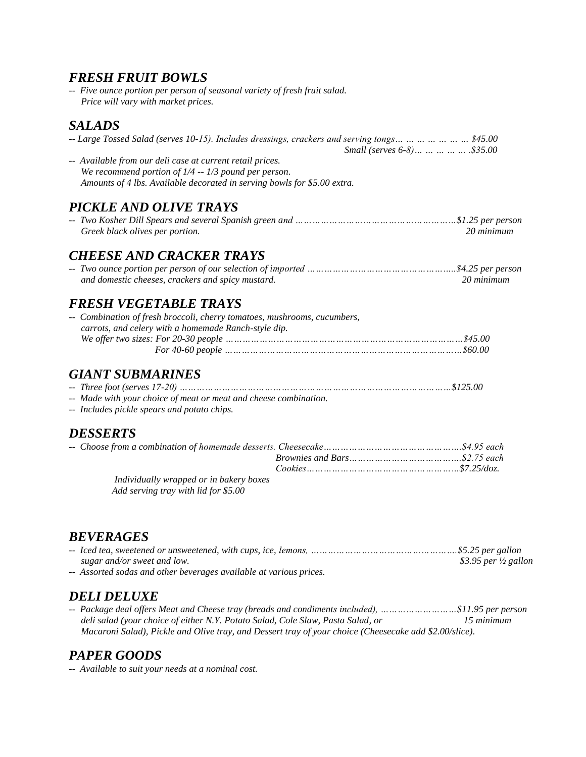## *FRESH FRUIT BOWLS*

*-- Five ounce portion per person of seasonal variety of fresh fruit salad.*
*Price will vary with market prices.*

## *SALADS*

*-- Large Tossed Salad (serves 10-15). Includes dressings, crackers and serving tongs… … … … … … … $45.00*
*Small (serves 6-8)… … … … … .$35.00*

*-- Available from our deli case at current retail prices.*
*We recommend portion of 1/4 -- 1/3 pound per person.*
*Amounts of 4 lbs. Available decorated in serving bowls for $5.00 extra.*

## *PICKLE AND OLIVE TRAYS*

*-- Two Kosher Dill Spears and several Spanish green and ………………………………………………$1.25 per person*
*Greek black olives per portion. 20 minimum*

## *CHEESE AND CRACKER TRAYS*

*-- Two ounce portion per person of our selection of imported ……………………………………………..$4.25 per person*
*and domestic cheeses, crackers and spicy mustard. 20 minimum*

## *FRESH VEGETABLE TRAYS*

*-- Combination of fresh broccoli, cherry tomatoes, mushrooms, cucumbers,*
*carrots, and celery with a homemade Ranch-style dip.*
*We offer two sizes: For 20-30 people …………………………………………………………………$45.00*
*For 40-60 people …………………………………………………………………$60.00*

## *GIANT SUBMARINES*

*-- Three foot (serves 17-20) ………………………………………………………………………………$125.00*
*-- Made with your choice of meat or meat and cheese combination.*
*-- Includes pickle spears and potato chips.*

## *DESSERTS*

*-- Choose from a combination of homemade desserts. Cheesecake…………………………………………..$4.95 each*
*Brownies and Bars…………………………….$2.75 each*
*Cookies……………………………………………$7.25/doz.*

*Individually wrapped or in bakery boxes*
*Add serving tray with lid for $5.00*

## *BEVERAGES*

*-- Iced tea, sweetened or unsweetened, with cups, ice, lemons, ……………………………………………$5.25 per gallon*
*sugar and/or sweet and low. $3.95 per ½ gallon*
*-- Assorted sodas and other beverages available at various prices.*

## *DELI DELUXE*

*-- Package deal offers Meat and Cheese tray (breads and condiments included), ………………………$11.95 per person*
*deli salad (your choice of either N.Y. Potato Salad, Cole Slaw, Pasta Salad, or 15 minimum*
*Macaroni Salad), Pickle and Olive tray, and Dessert tray of your choice (Cheesecake add $2.00/slice).*

## *PAPER GOODS*

*-- Available to suit your needs at a nominal cost.*